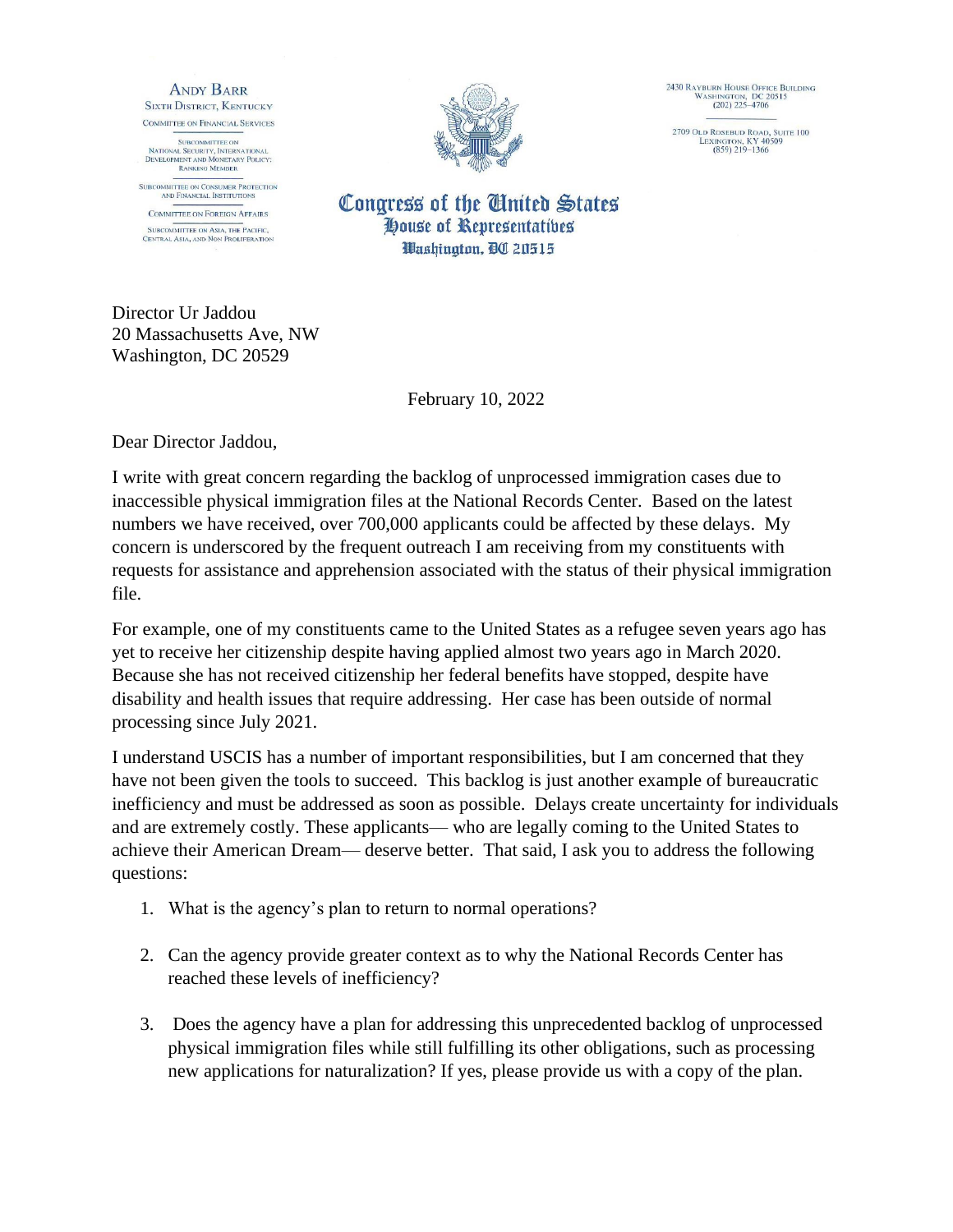ANDY BARR
SIXTH DISTRICT, KENTUCKY

COMMITTEE ON FINANCIAL SERVICES

SUBCOMMITTEE ON NATIONAL SECURITY, INTERNATIONAL DEVELOPMENT AND MONETARY POLICY; RANKING MEMBER

SUBCOMMITTEE ON CONSUMER PROTECTION AND FINANCIAL INSTITUTIONS

COMMITTEE ON FOREIGN AFFAIRS

SUBCOMMITTEE ON ASIA, THE PACIFIC, CENTRAL ASIA, AND NON PROLIFERATION

**Congress of the United States**
**House of Representatives**
**Washington, DC 20515**

2430 RAYBURN HOUSE OFFICE BUILDING
WASHINGTON, DC 20515
(202) 225-4706

2709 OLD ROSEBUD ROAD, SUITE 100
LEXINGTON, KY 40509
(859) 219-1366

Director Ur Jaddou
20 Massachusetts Ave, NW
Washington, DC 20529

February 10, 2022

Dear Director Jaddou,

I write with great concern regarding the backlog of unprocessed immigration cases due to inaccessible physical immigration files at the National Records Center. Based on the latest numbers we have received, over 700,000 applicants could be affected by these delays. My concern is underscored by the frequent outreach I am receiving from my constituents with requests for assistance and apprehension associated with the status of their physical immigration file.

For example, one of my constituents came to the United States as a refugee seven years ago has yet to receive her citizenship despite having applied almost two years ago in March 2020. Because she has not received citizenship her federal benefits have stopped, despite have disability and health issues that require addressing. Her case has been outside of normal processing since July 2021.

I understand USCIS has a number of important responsibilities, but I am concerned that they have not been given the tools to succeed. This backlog is just another example of bureaucratic inefficiency and must be addressed as soon as possible. Delays create uncertainty for individuals and are extremely costly. These applicants— who are legally coming to the United States to achieve their American Dream— deserve better. That said, I ask you to address the following questions:

1. What is the agency's plan to return to normal operations?

2. Can the agency provide greater context as to why the National Records Center has reached these levels of inefficiency?

3. Does the agency have a plan for addressing this unprecedented backlog of unprocessed physical immigration files while still fulfilling its other obligations, such as processing new applications for naturalization? If yes, please provide us with a copy of the plan.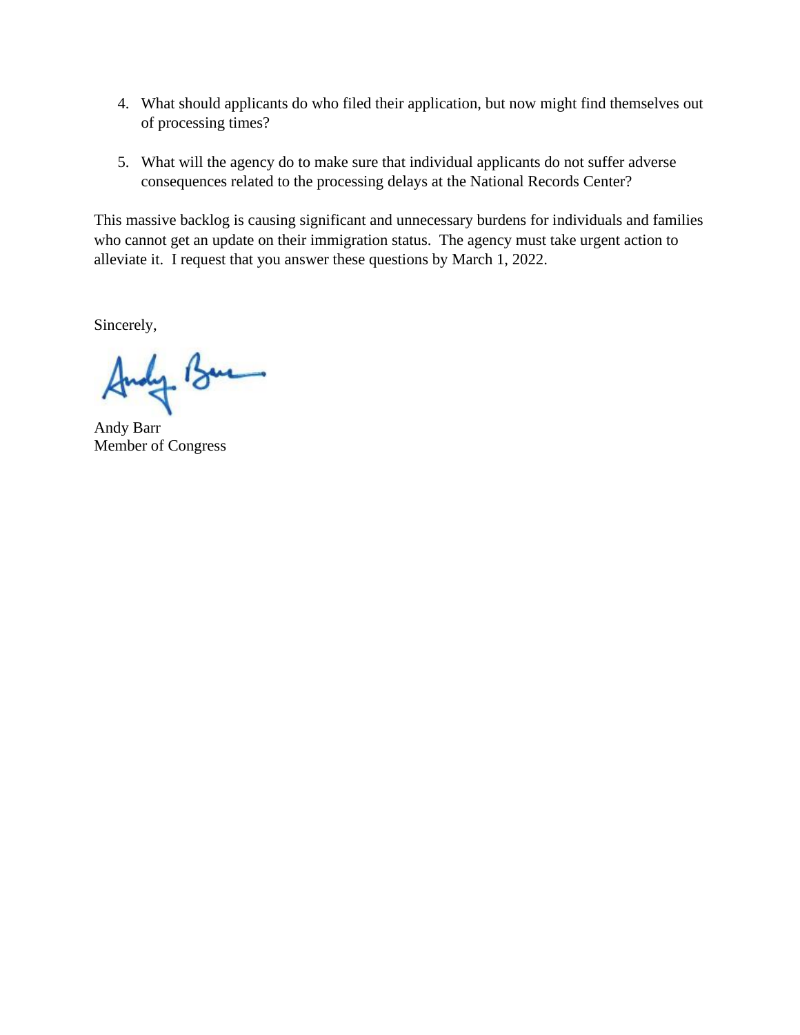4. What should applicants do who filed their application, but now might find themselves out of processing times?

5. What will the agency do to make sure that individual applicants do not suffer adverse consequences related to the processing delays at the National Records Center?

This massive backlog is causing significant and unnecessary burdens for individuals and families who cannot get an update on their immigration status. The agency must take urgent action to alleviate it. I request that you answer these questions by March 1, 2022.

Sincerely,

Andy Barr
Member of Congress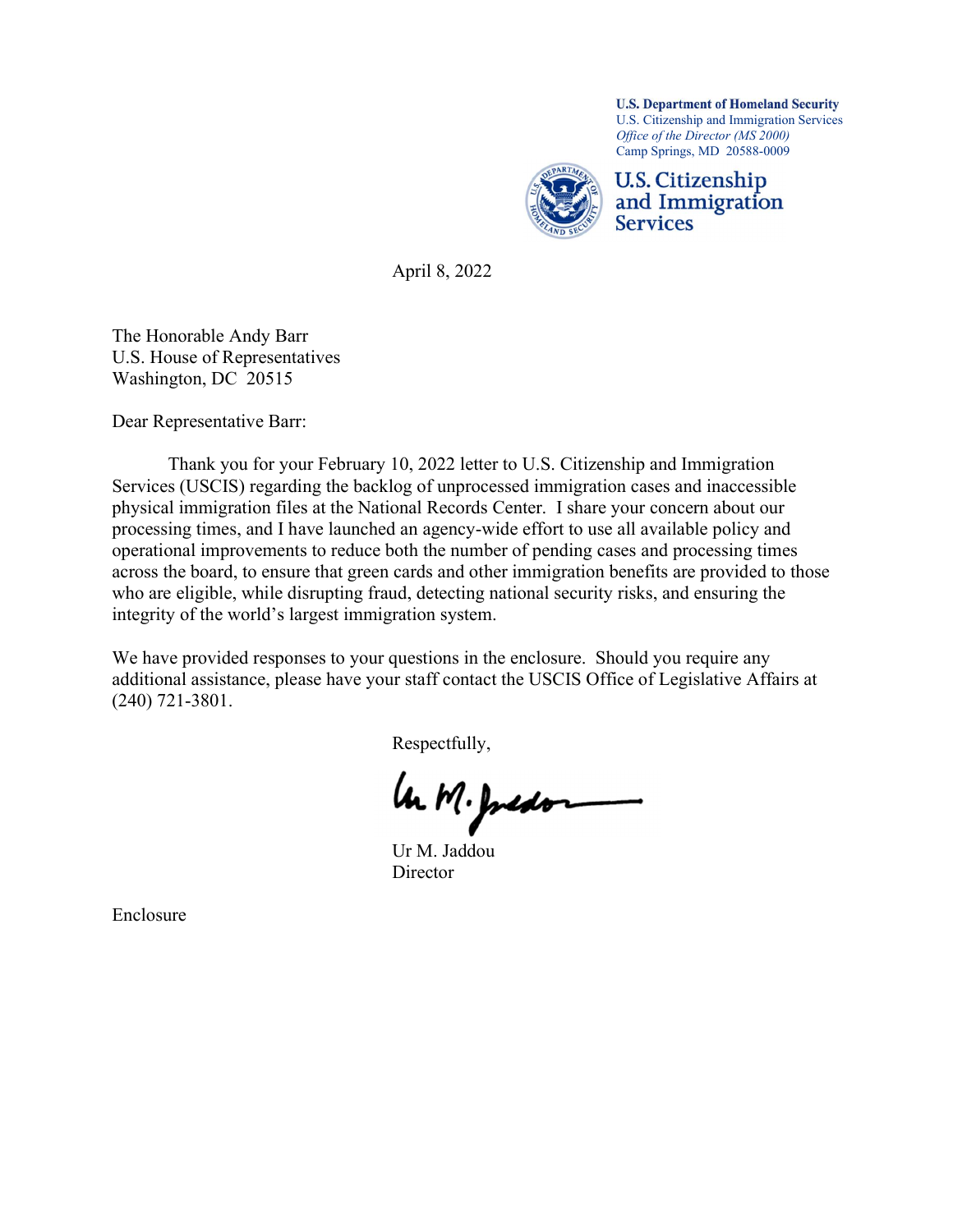**U.S. Department of Homeland Security**
U.S. Citizenship and Immigration Services
*Office of the Director (MS 2000)*
Camp Springs, MD 20588-0009

**U.S. Citizenship and Immigration Services**

April 8, 2022

The Honorable Andy Barr
U.S. House of Representatives
Washington, DC 20515

Dear Representative Barr:

Thank you for your February 10, 2022 letter to U.S. Citizenship and Immigration Services (USCIS) regarding the backlog of unprocessed immigration cases and inaccessible physical immigration files at the National Records Center. I share your concern about our processing times, and I have launched an agency-wide effort to use all available policy and operational improvements to reduce both the number of pending cases and processing times across the board, to ensure that green cards and other immigration benefits are provided to those who are eligible, while disrupting fraud, detecting national security risks, and ensuring the integrity of the world's largest immigration system.

We have provided responses to your questions in the enclosure. Should you require any additional assistance, please have your staff contact the USCIS Office of Legislative Affairs at (240) 721-3801.

Respectfully,

Ur M. Jaddou
Director

Enclosure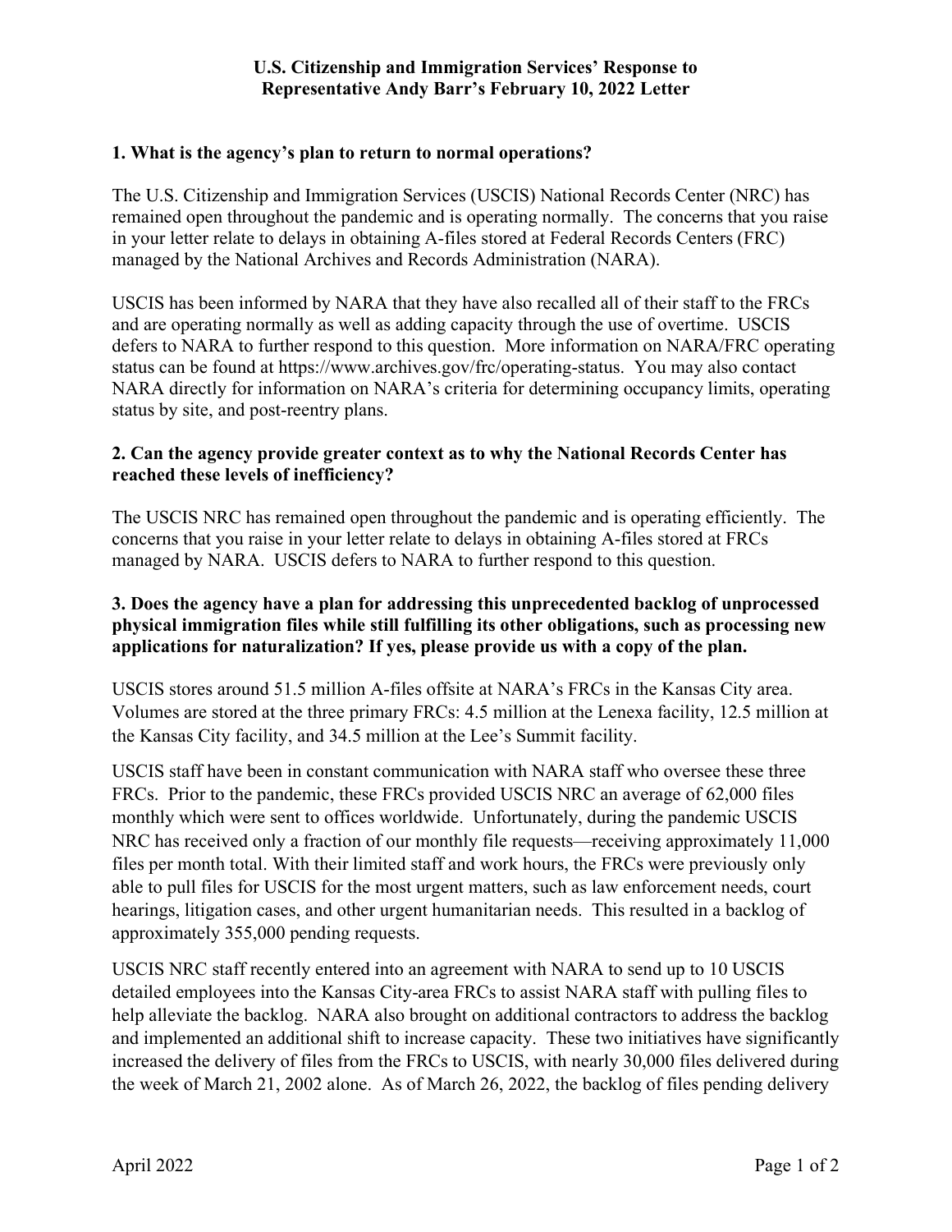**U.S. Citizenship and Immigration Services' Response to Representative Andy Barr's February 10, 2022 Letter**

**1. What is the agency's plan to return to normal operations?**

The U.S. Citizenship and Immigration Services (USCIS) National Records Center (NRC) has remained open throughout the pandemic and is operating normally. The concerns that you raise in your letter relate to delays in obtaining A-files stored at Federal Records Centers (FRC) managed by the National Archives and Records Administration (NARA).

USCIS has been informed by NARA that they have also recalled all of their staff to the FRCs and are operating normally as well as adding capacity through the use of overtime. USCIS defers to NARA to further respond to this question. More information on NARA/FRC operating status can be found at https://www.archives.gov/frc/operating-status. You may also contact NARA directly for information on NARA's criteria for determining occupancy limits, operating status by site, and post-reentry plans.

**2. Can the agency provide greater context as to why the National Records Center has reached these levels of inefficiency?**

The USCIS NRC has remained open throughout the pandemic and is operating efficiently. The concerns that you raise in your letter relate to delays in obtaining A-files stored at FRCs managed by NARA. USCIS defers to NARA to further respond to this question.

**3. Does the agency have a plan for addressing this unprecedented backlog of unprocessed physical immigration files while still fulfilling its other obligations, such as processing new applications for naturalization? If yes, please provide us with a copy of the plan.**

USCIS stores around 51.5 million A-files offsite at NARA's FRCs in the Kansas City area. Volumes are stored at the three primary FRCs: 4.5 million at the Lenexa facility, 12.5 million at the Kansas City facility, and 34.5 million at the Lee's Summit facility.

USCIS staff have been in constant communication with NARA staff who oversee these three FRCs. Prior to the pandemic, these FRCs provided USCIS NRC an average of 62,000 files monthly which were sent to offices worldwide. Unfortunately, during the pandemic USCIS NRC has received only a fraction of our monthly file requests—receiving approximately 11,000 files per month total. With their limited staff and work hours, the FRCs were previously only able to pull files for USCIS for the most urgent matters, such as law enforcement needs, court hearings, litigation cases, and other urgent humanitarian needs. This resulted in a backlog of approximately 355,000 pending requests.

USCIS NRC staff recently entered into an agreement with NARA to send up to 10 USCIS detailed employees into the Kansas City-area FRCs to assist NARA staff with pulling files to help alleviate the backlog. NARA also brought on additional contractors to address the backlog and implemented an additional shift to increase capacity. These two initiatives have significantly increased the delivery of files from the FRCs to USCIS, with nearly 30,000 files delivered during the week of March 21, 2002 alone. As of March 26, 2022, the backlog of files pending delivery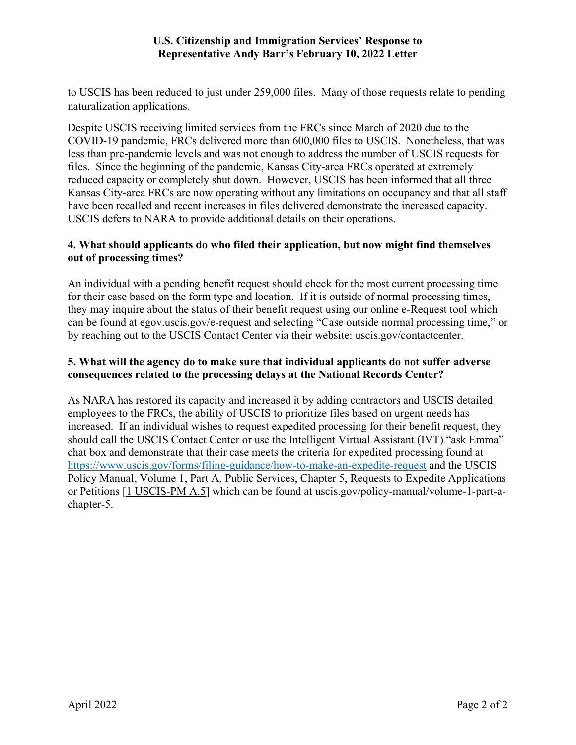to USCIS has been reduced to just under 259,000 files. Many of those requests relate to pending naturalization applications.

Despite USCIS receiving limited services from the FRCs since March of 2020 due to the COVID-19 pandemic, FRCs delivered more than 600,000 files to USCIS. Nonetheless, that was less than pre-pandemic levels and was not enough to address the number of USCIS requests for files. Since the beginning of the pandemic, Kansas City-area FRCs operated at extremely reduced capacity or completely shut down. However, USCIS has been informed that all three Kansas City-area FRCs are now operating without any limitations on occupancy and that all staff have been recalled and recent increases in files delivered demonstrate the increased capacity. USCIS defers to NARA to provide additional details on their operations.

**4. What should applicants do who filed their application, but now might find themselves out of processing times?**

An individual with a pending benefit request should check for the most current processing time for their case based on the form type and location. If it is outside of normal processing times, they may inquire about the status of their benefit request using our online e-Request tool which can be found at egov.uscis.gov/e-request and selecting "Case outside normal processing time," or by reaching out to the USCIS Contact Center via their website: uscis.gov/contactcenter.

**5. What will the agency do to make sure that individual applicants do not suffer adverse consequences related to the processing delays at the National Records Center?**

As NARA has restored its capacity and increased it by adding contractors and USCIS detailed employees to the FRCs, the ability of USCIS to prioritize files based on urgent needs has increased. If an individual wishes to request expedited processing for their benefit request, they should call the USCIS Contact Center or use the Intelligent Virtual Assistant (IVT) "ask Emma" chat box and demonstrate that their case meets the criteria for expedited processing found at https://www.uscis.gov/forms/filing-guidance/how-to-make-an-expedite-request and the USCIS Policy Manual, Volume 1, Part A, Public Services, Chapter 5, Requests to Expedite Applications or Petitions [1 USCIS-PM A.5] which can be found at uscis.gov/policy-manual/volume-1-part-a-chapter-5.